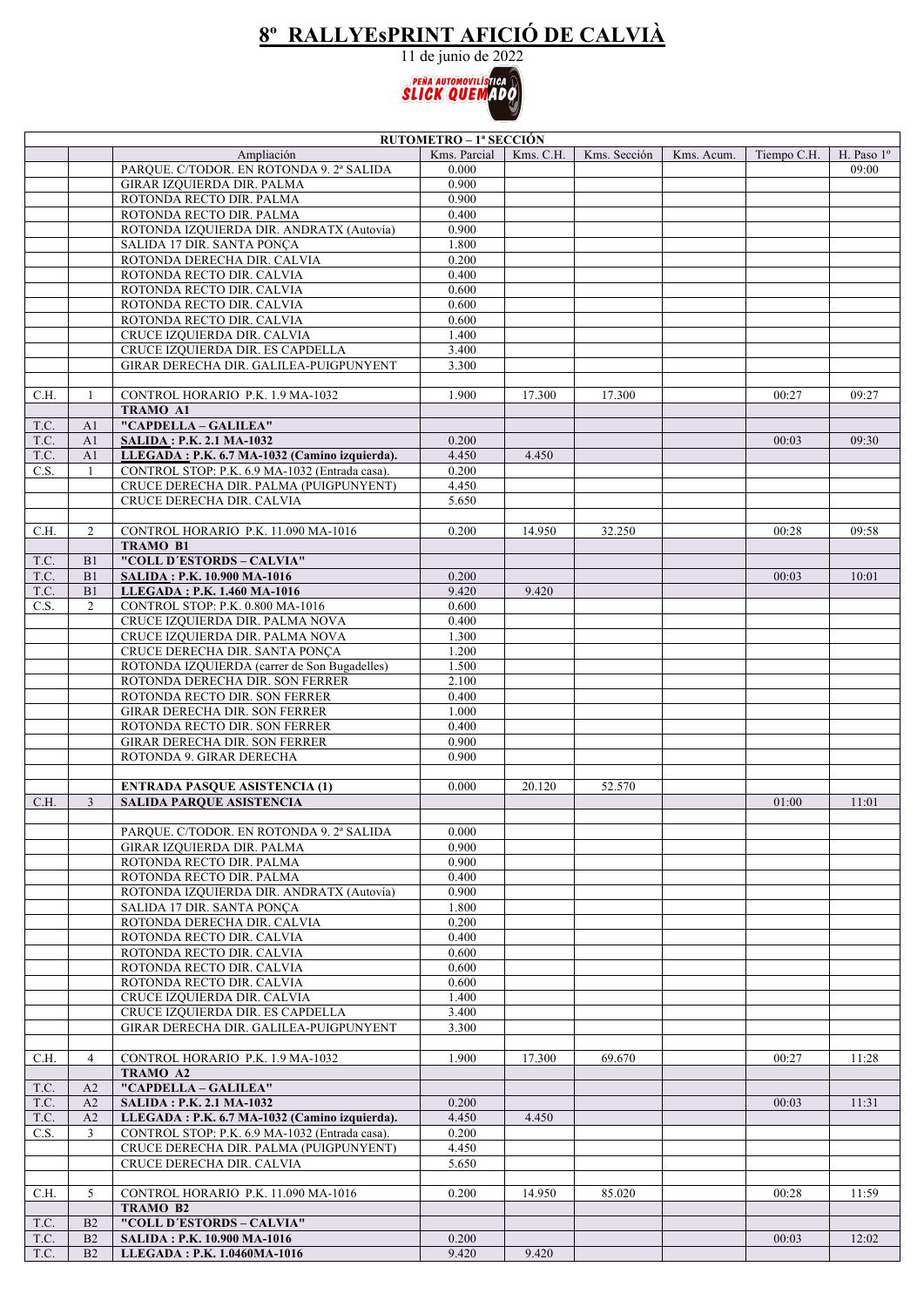# 8º RALLYEsPRINT AFICIÓ DE CALVIÀ

11 de junio de 2022

PEÑA AUTOMOVILÍSTICA SLICK QUEMADO

| RUTOMETRO – 1ª SECCIÓN | | | | | | | | |
|---|---|---|---|---|---|---|---|---|
| | | Ampliación | Kms. Parcial | Kms. C.H. | Kms. Sección | Kms. Acum. | Tiempo C.H. | H. Paso 1º |
| | | PARQUE. C/TODOR. EN ROTONDA 9. 2ª SALIDA | 0.000 | | | | | 09:00 |
| | | GIRAR IZQUIERDA DIR. PALMA | 0.900 | | | | | |
| | | ROTONDA RECTO DIR. PALMA | 0.900 | | | | | |
| | | ROTONDA RECTO DIR. PALMA | 0.400 | | | | | |
| | | ROTONDA IZQUIERDA DIR. ANDRATX (Autovía) | 0.900 | | | | | |
| | | SALIDA 17 DIR. SANTA PONÇA | 1.800 | | | | | |
| | | ROTONDA DERECHA DIR. CALVIA | 0.200 | | | | | |
| | | ROTONDA RECTO DIR. CALVIA | 0.400 | | | | | |
| | | ROTONDA RECTO DIR. CALVIA | 0.600 | | | | | |
| | | ROTONDA RECTO DIR. CALVIA | 0.600 | | | | | |
| | | ROTONDA RECTO DIR. CALVIA | 0.600 | | | | | |
| | | CRUCE IZQUIERDA DIR. CALVIA | 1.400 | | | | | |
| | | CRUCE IZQUIERDA DIR. ES CAPDELLA | 3.400 | | | | | |
| | | GIRAR DERECHA DIR. GALILEA-PUIGPUNYENT | 3.300 | | | | | |
| | | | | | | | | |
| C.H. | 1 | CONTROL HORARIO P.K. 1.9 MA-1032 | 1.900 | 17.300 | 17.300 | | 00:27 | 09:27 |
| | | **TRAMO A1** | | | | | | |
| T.C. | A1 | **"CAPDELLA – GALILEA"** | | | | | | |
| T.C. | A1 | **SALIDA : P.K. 2.1 MA-1032** | 0.200 | | | | 00:03 | 09:30 |
| T.C. | A1 | **LLEGADA : P.K. 6.7 MA-1032 (Camino izquierda).** | 4.450 | 4.450 | | | | |
| C.S. | 1 | CONTROL STOP: P.K. 6.9 MA-1032 (Entrada casa). | 0.200 | | | | | |
| | | CRUCE DERECHA DIR. PALMA (PUIGPUNYENT) | 4.450 | | | | | |
| | | CRUCE DERECHA DIR. CALVIA | 5.650 | | | | | |
| | | | | | | | | |
| C.H. | 2 | CONTROL HORARIO P.K. 11.090 MA-1016 | 0.200 | 14.950 | 32.250 | | 00:28 | 09:58 |
| | | **TRAMO B1** | | | | | | |
| T.C. | B1 | **"COLL D´ESTORDS – CALVIA"** | | | | | | |
| T.C. | B1 | **SALIDA : P.K. 10.900 MA-1016** | 0.200 | | | | 00:03 | 10:01 |
| T.C. | B1 | **LLEGADA : P.K. 1.460 MA-1016** | 9.420 | 9.420 | | | | |
| C.S. | 2 | CONTROL STOP: P.K. 0.800 MA-1016 | 0.600 | | | | | |
| | | CRUCE IZQUIERDA DIR. PALMA NOVA | 0.400 | | | | | |
| | | CRUCE IZQUIERDA DIR. PALMA NOVA | 1.300 | | | | | |
| | | CRUCE DERECHA DIR. SANTA PONÇA | 1.200 | | | | | |
| | | ROTONDA IZQUIERDA (carrer de Son Bugadelles) | 1.500 | | | | | |
| | | ROTONDA DERECHA DIR. SON FERRER | 2.100 | | | | | |
| | | ROTONDA RECTO DIR. SON FERRER | 0.400 | | | | | |
| | | GIRAR DERECHA DIR. SON FERRER | 1.000 | | | | | |
| | | ROTONDA RECTO DIR. SON FERRER | 0.400 | | | | | |
| | | GIRAR DERECHA DIR. SON FERRER | 0.900 | | | | | |
| | | ROTONDA 9. GIRAR DERECHA | 0.900 | | | | | |
| | | | | | | | | |
| | | **ENTRADA PASQUE ASISTENCIA (1)** | 0.000 | 20.120 | 52.570 | | | |
| C.H. | 3 | **SALIDA PARQUE ASISTENCIA** | | | | | 01:00 | 11:01 |
| | | | | | | | | |
| | | PARQUE. C/TODOR. EN ROTONDA 9. 2ª SALIDA | 0.000 | | | | | |
| | | GIRAR IZQUIERDA DIR. PALMA | 0.900 | | | | | |
| | | ROTONDA RECTO DIR. PALMA | 0.900 | | | | | |
| | | ROTONDA RECTO DIR. PALMA | 0.400 | | | | | |
| | | ROTONDA IZQUIERDA DIR. ANDRATX (Autovía) | 0.900 | | | | | |
| | | SALIDA 17 DIR. SANTA PONÇA | 1.800 | | | | | |
| | | ROTONDA DERECHA DIR. CALVIA | 0.200 | | | | | |
| | | ROTONDA RECTO DIR. CALVIA | 0.400 | | | | | |
| | | ROTONDA RECTO DIR. CALVIA | 0.600 | | | | | |
| | | ROTONDA RECTO DIR. CALVIA | 0.600 | | | | | |
| | | ROTONDA RECTO DIR. CALVIA | 0.600 | | | | | |
| | | CRUCE IZQUIERDA DIR. CALVIA | 1.400 | | | | | |
| | | CRUCE IZQUIERDA DIR. ES CAPDELLA | 3.400 | | | | | |
| | | GIRAR DERECHA DIR. GALILEA-PUIGPUNYENT | 3.300 | | | | | |
| | | | | | | | | |
| C.H. | 4 | CONTROL HORARIO P.K. 1.9 MA-1032 | 1.900 | 17.300 | 69.670 | | 00:27 | 11:28 |
| | | **TRAMO A2** | | | | | | |
| T.C. | A2 | **"CAPDELLA – GALILEA"** | | | | | | |
| T.C. | A2 | **SALIDA : P.K. 2.1 MA-1032** | 0.200 | | | | 00:03 | 11:31 |
| T.C. | A2 | **LLEGADA : P.K. 6.7 MA-1032 (Camino izquierda).** | 4.450 | 4.450 | | | | |
| C.S. | 3 | CONTROL STOP: P.K. 6.9 MA-1032 (Entrada casa). | 0.200 | | | | | |
| | | CRUCE DERECHA DIR. PALMA (PUIGPUNYENT) | 4.450 | | | | | |
| | | CRUCE DERECHA DIR. CALVIA | 5.650 | | | | | |
| | | | | | | | | |
| C.H. | 5 | CONTROL HORARIO P.K. 11.090 MA-1016 | 0.200 | 14.950 | 85.020 | | 00:28 | 11:59 |
| | | **TRAMO B2** | | | | | | |
| T.C. | B2 | **"COLL D´ESTORDS – CALVIA"** | | | | | | |
| T.C. | B2 | **SALIDA : P.K. 10.900 MA-1016** | 0.200 | | | | 00:03 | 12:02 |
| T.C. | B2 | **LLEGADA : P.K. 1.0460MA-1016** | 9.420 | 9.420 | | | | |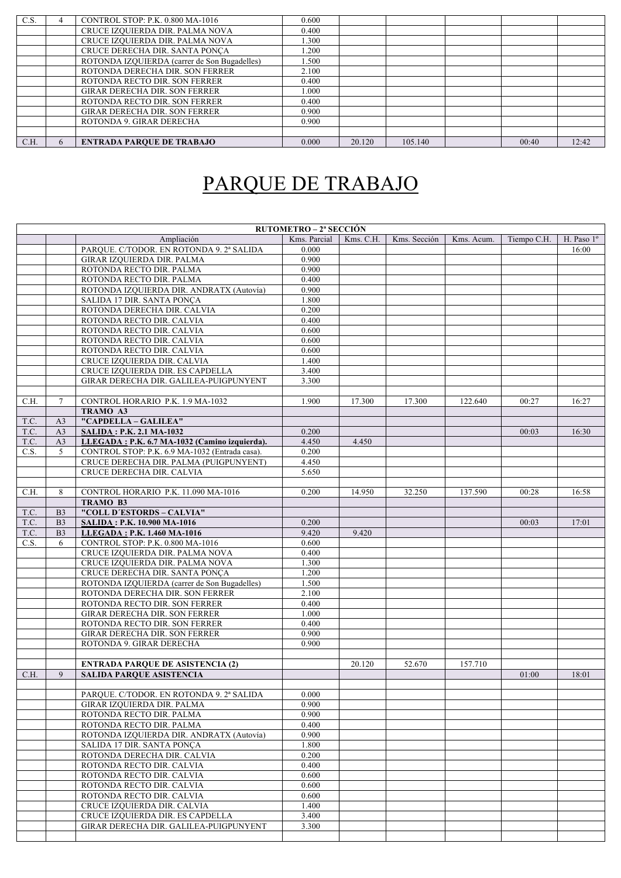| | | | | | | | | |
|---|---|---|---|---|---|---|---|---|
| C.S. | 4 | CONTROL STOP: P.K. 0.800 MA-1016 | 0.600 | | | | | |
| | | CRUCE IZQUIERDA DIR. PALMA NOVA | 0.400 | | | | | |
| | | CRUCE IZQUIERDA DIR. PALMA NOVA | 1.300 | | | | | |
| | | CRUCE DERECHA DIR. SANTA PONÇA | 1.200 | | | | | |
| | | ROTONDA IZQUIERDA (carrer de Son Bugadelles) | 1.500 | | | | | |
| | | ROTONDA DERECHA DIR. SON FERRER | 2.100 | | | | | |
| | | ROTONDA RECTO DIR. SON FERRER | 0.400 | | | | | |
| | | GIRAR DERECHA DIR. SON FERRER | 1.000 | | | | | |
| | | ROTONDA RECTO DIR. SON FERRER | 0.400 | | | | | |
| | | GIRAR DERECHA DIR. SON FERRER | 0.900 | | | | | |
| | | ROTONDA 9. GIRAR DERECHA | 0.900 | | | | | |
| | | | | | | | | |
| C.H. | 6 | **ENTRADA PARQUE DE TRABAJO** | 0.000 | 20.120 | 105.140 | | 00:40 | 12:42 |

# PARQUE DE TRABAJO

| **RUTOMETRO – 2ª SECCIÓN** | | | | | | | | |
|---|---|---|---|---|---|---|---|---|
| | | Ampliación | Kms. Parcial | Kms. C.H. | Kms. Sección | Kms. Acum. | Tiempo C.H. | H. Paso 1º |
| | | PARQUE. C/TODOR. EN ROTONDA 9. 2ª SALIDA | 0.000 | | | | | 16:00 |
| | | GIRAR IZQUIERDA DIR. PALMA | 0.900 | | | | | |
| | | ROTONDA RECTO DIR. PALMA | 0.900 | | | | | |
| | | ROTONDA RECTO DIR. PALMA | 0.400 | | | | | |
| | | ROTONDA IZQUIERDA DIR. ANDRATX (Autovía) | 0.900 | | | | | |
| | | SALIDA 17 DIR. SANTA PONÇA | 1.800 | | | | | |
| | | ROTONDA DERECHA DIR. CALVIA | 0.200 | | | | | |
| | | ROTONDA RECTO DIR. CALVIA | 0.400 | | | | | |
| | | ROTONDA RECTO DIR. CALVIA | 0.600 | | | | | |
| | | ROTONDA RECTO DIR. CALVIA | 0.600 | | | | | |
| | | ROTONDA RECTO DIR. CALVIA | 0.600 | | | | | |
| | | CRUCE IZQUIERDA DIR. CALVIA | 1.400 | | | | | |
| | | CRUCE IZQUIERDA DIR. ES CAPDELLA | 3.400 | | | | | |
| | | GIRAR DERECHA DIR. GALILEA-PUIGPUNYENT | 3.300 | | | | | |
| | | | | | | | | |
| C.H. | 7 | CONTROL HORARIO P.K. 1.9 MA-1032 | 1.900 | 17.300 | 17.300 | 122.640 | 00:27 | 16:27 |
| | | **TRAMO A3** | | | | | | |
| T.C. | A3 | **"CAPDELLA – GALILEA"** | | | | | | |
| T.C. | A3 | **SALIDA : P.K. 2.1 MA-1032** | 0.200 | | | | 00:03 | 16:30 |
| T.C. | A3 | **LLEGADA : P.K. 6.7 MA-1032 (Camino izquierda).** | 4.450 | 4.450 | | | | |
| C.S. | 5 | CONTROL STOP: P.K. 6.9 MA-1032 (Entrada casa). | 0.200 | | | | | |
| | | CRUCE DERECHA DIR. PALMA (PUIGPUNYENT) | 4.450 | | | | | |
| | | CRUCE DERECHA DIR. CALVIA | 5.650 | | | | | |
| | | | | | | | | |
| C.H. | 8 | CONTROL HORARIO P.K. 11.090 MA-1016 | 0.200 | 14.950 | 32.250 | 137.590 | 00:28 | 16:58 |
| | | **TRAMO B3** | | | | | | |
| T.C. | B3 | **"COLL D´ESTORDS – CALVIA"** | | | | | | |
| T.C. | B3 | **SALIDA : P.K. 10.900 MA-1016** | 0.200 | | | | 00:03 | 17:01 |
| T.C. | B3 | **LLEGADA : P.K. 1.460 MA-1016** | 9.420 | 9.420 | | | | |
| C.S. | 6 | CONTROL STOP: P.K. 0.800 MA-1016 | 0.600 | | | | | |
| | | CRUCE IZQUIERDA DIR. PALMA NOVA | 0.400 | | | | | |
| | | CRUCE IZQUIERDA DIR. PALMA NOVA | 1.300 | | | | | |
| | | CRUCE DERECHA DIR. SANTA PONÇA | 1.200 | | | | | |
| | | ROTONDA IZQUIERDA (carrer de Son Bugadelles) | 1.500 | | | | | |
| | | ROTONDA DERECHA DIR. SON FERRER | 2.100 | | | | | |
| | | ROTONDA RECTO DIR. SON FERRER | 0.400 | | | | | |
| | | GIRAR DERECHA DIR. SON FERRER | 1.000 | | | | | |
| | | ROTONDA RECTO DIR. SON FERRER | 0.400 | | | | | |
| | | GIRAR DERECHA DIR. SON FERRER | 0.900 | | | | | |
| | | ROTONDA 9. GIRAR DERECHA | 0.900 | | | | | |
| | | | | | | | | |
| | | **ENTRADA PARQUE DE ASISTENCIA (2)** | | 20.120 | 52.670 | 157.710 | | |
| C.H. | 9 | **SALIDA PARQUE ASISTENCIA** | | | | | 01:00 | 18:01 |
| | | | | | | | | |
| | | PARQUE. C/TODOR. EN ROTONDA 9. 2ª SALIDA | 0.000 | | | | | |
| | | GIRAR IZQUIERDA DIR. PALMA | 0.900 | | | | | |
| | | ROTONDA RECTO DIR. PALMA | 0.900 | | | | | |
| | | ROTONDA RECTO DIR. PALMA | 0.400 | | | | | |
| | | ROTONDA IZQUIERDA DIR. ANDRATX (Autovía) | 0.900 | | | | | |
| | | SALIDA 17 DIR. SANTA PONÇA | 1.800 | | | | | |
| | | ROTONDA DERECHA DIR. CALVIA | 0.200 | | | | | |
| | | ROTONDA RECTO DIR. CALVIA | 0.400 | | | | | |
| | | ROTONDA RECTO DIR. CALVIA | 0.600 | | | | | |
| | | ROTONDA RECTO DIR. CALVIA | 0.600 | | | | | |
| | | ROTONDA RECTO DIR. CALVIA | 0.600 | | | | | |
| | | CRUCE IZQUIERDA DIR. CALVIA | 1.400 | | | | | |
| | | CRUCE IZQUIERDA DIR. ES CAPDELLA | 3.400 | | | | | |
| | | GIRAR DERECHA DIR. GALILEA-PUIGPUNYENT | 3.300 | | | | | |
| | | | | | | | | |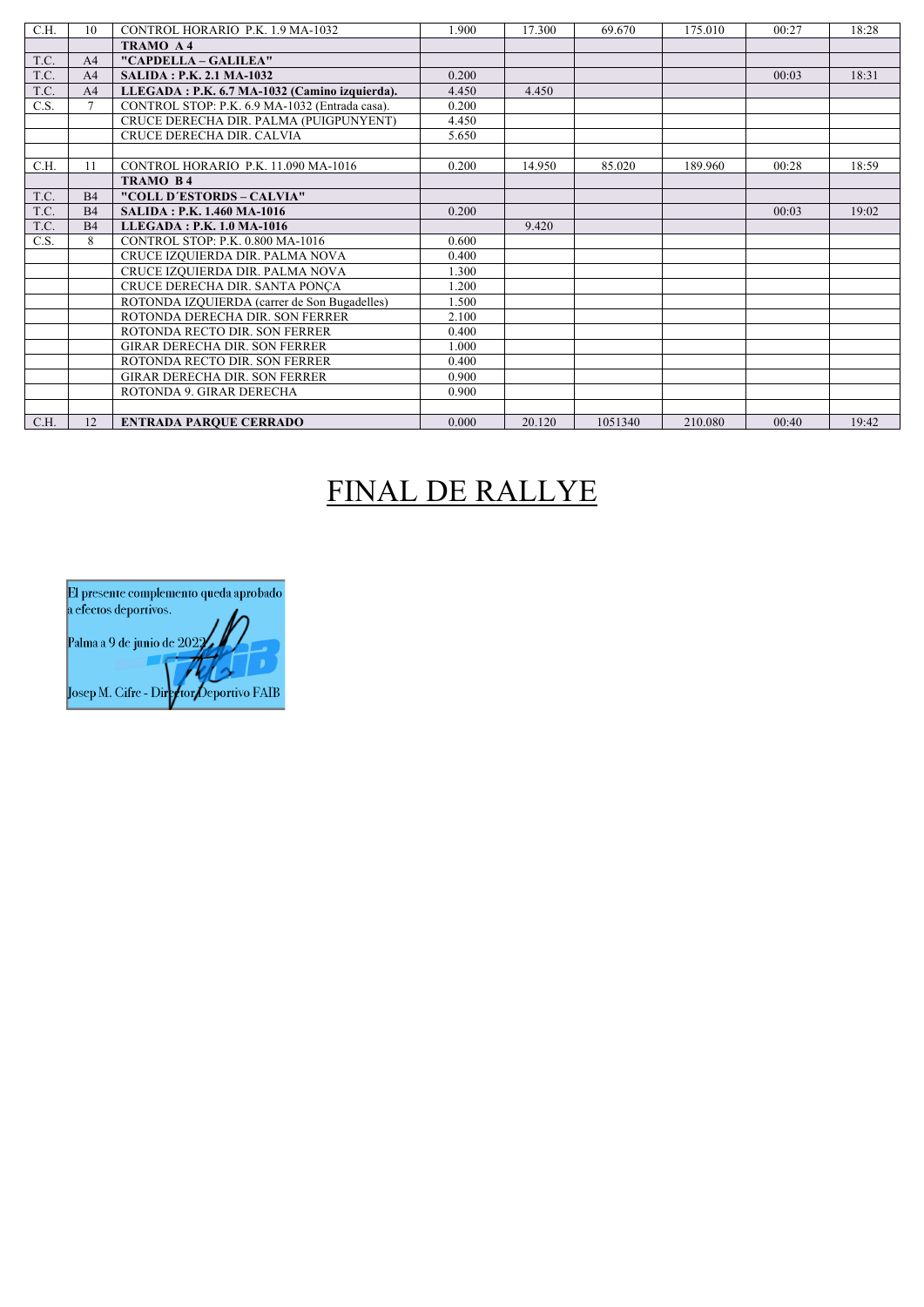| | | | | | | | | |
|---|---|---|---|---|---|---|---|---|
| C.H. | 10 | CONTROL HORARIO P.K. 1.9 MA-1032 | 1.900 | 17.300 | 69.670 | 175.010 | 00:27 | 18:28 |
| | | **TRAMO A 4** | | | | | | |
| T.C. | A4 | **"CAPDELLA – GALILEA"** | | | | | | |
| T.C. | A4 | **SALIDA : P.K. 2.1 MA-1032** | 0.200 | | | | 00:03 | 18:31 |
| T.C. | A4 | **LLEGADA : P.K. 6.7 MA-1032 (Camino izquierda).** | 4.450 | 4.450 | | | | |
| C.S. | 7 | CONTROL STOP: P.K. 6.9 MA-1032 (Entrada casa). | 0.200 | | | | | |
| | | CRUCE DERECHA DIR. PALMA (PUIGPUNYENT) | 4.450 | | | | | |
| | | CRUCE DERECHA DIR. CALVIA | 5.650 | | | | | |
| | | | | | | | | |
| C.H. | 11 | CONTROL HORARIO P.K. 11.090 MA-1016 | 0.200 | 14.950 | 85.020 | 189.960 | 00:28 | 18:59 |
| | | **TRAMO B 4** | | | | | | |
| T.C. | B4 | **"COLL D´ESTORDS – CALVIA"** | | | | | | |
| T.C. | B4 | **SALIDA : P.K. 1.460 MA-1016** | 0.200 | | | | 00:03 | 19:02 |
| T.C. | B4 | **LLEGADA : P.K. 1.0 MA-1016** | | 9.420 | | | | |
| C.S. | 8 | CONTROL STOP: P.K. 0.800 MA-1016 | 0.600 | | | | | |
| | | CRUCE IZQUIERDA DIR. PALMA NOVA | 0.400 | | | | | |
| | | CRUCE IZQUIERDA DIR. PALMA NOVA | 1.300 | | | | | |
| | | CRUCE DERECHA DIR. SANTA PONÇA | 1.200 | | | | | |
| | | ROTONDA IZQUIERDA (carrer de Son Bugadelles) | 1.500 | | | | | |
| | | ROTONDA DERECHA DIR. SON FERRER | 2.100 | | | | | |
| | | ROTONDA RECTO DIR. SON FERRER | 0.400 | | | | | |
| | | GIRAR DERECHA DIR. SON FERRER | 1.000 | | | | | |
| | | ROTONDA RECTO DIR. SON FERRER | 0.400 | | | | | |
| | | GIRAR DERECHA DIR. SON FERRER | 0.900 | | | | | |
| | | ROTONDA 9. GIRAR DERECHA | 0.900 | | | | | |
| | | | | | | | | |
| C.H. | 12 | **ENTRADA PARQUE CERRADO** | 0.000 | 20.120 | 1051340 | 210.080 | 00:40 | 19:42 |

# FINAL DE RALLYE

El presente complemento queda aprobado a efectos deportivos.

Palma a 9 de junio de 2022

Josep M. Cifre - Director Deportivo FAIB